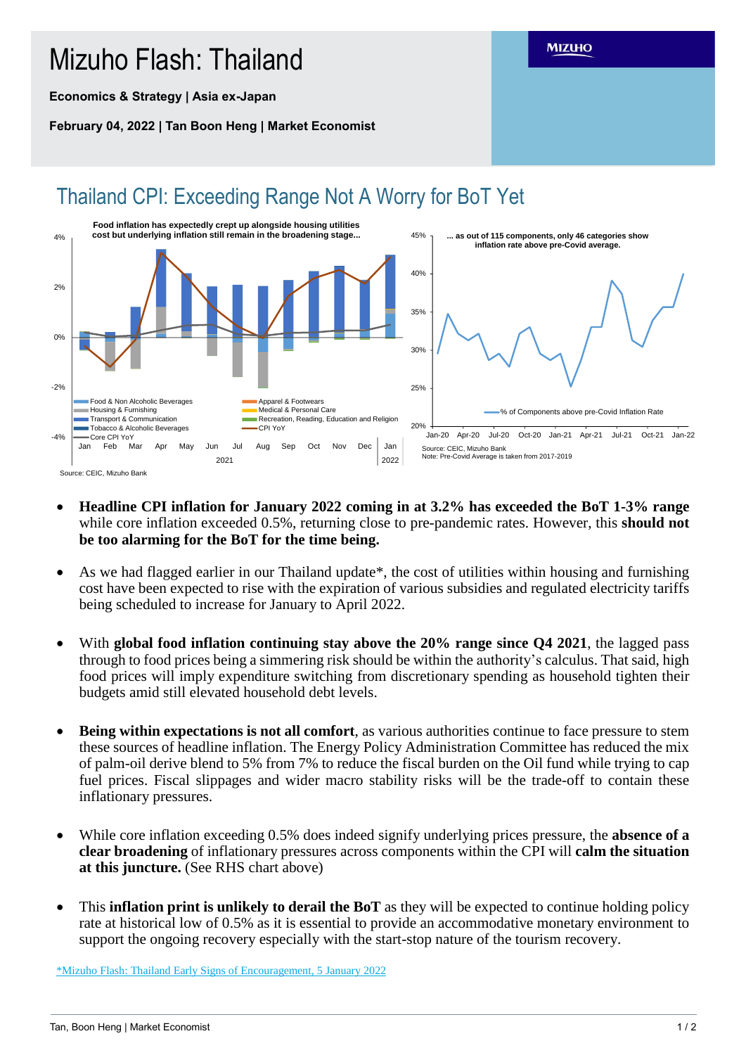# Mizuho Flash: Thailand

**Economics & Strategy | Asia ex-Japan**

**February 04, 2022 | Tan Boon Heng | Market Economist**

## Thailand CPI: Exceeding Range Not A Worry for BoT Yet

**Food inflation has expectedly crept up alongside housing utilities cost but underlying inflation still remain in the broadening stage...**

Source: CEIC, Mizuho Bank

**... as out of 115 components, only 46 categories show inflation rate above pre-Covid average.**

Source: CEIC, Mizuho Bank
Note: Pre-Covid Average is taken from 2017-2019

- **Headline CPI inflation for January 2022 coming in at 3.2% has exceeded the BoT 1-3% range** while core inflation exceeded 0.5%, returning close to pre-pandemic rates. However, this **should not be too alarming for the BoT for the time being.**

- As we had flagged earlier in our Thailand update*, the cost of utilities within housing and furnishing cost have been expected to rise with the expiration of various subsidies and regulated electricity tariffs being scheduled to increase for January to April 2022.

- With **global food inflation continuing stay above the 20% range since Q4 2021**, the lagged pass through to food prices being a simmering risk should be within the authority's calculus. That said, high food prices will imply expenditure switching from discretionary spending as household tighten their budgets amid still elevated household debt levels.

- **Being within expectations is not all comfort**, as various authorities continue to face pressure to stem these sources of headline inflation. The Energy Policy Administration Committee has reduced the mix of palm-oil derive blend to 5% from 7% to reduce the fiscal burden on the Oil fund while trying to cap fuel prices. Fiscal slippages and wider macro stability risks will be the trade-off to contain these inflationary pressures.

- While core inflation exceeding 0.5% does indeed signify underlying prices pressure, the **absence of a clear broadening** of inflationary pressures across components within the CPI will **calm the situation at this juncture.** (See RHS chart above)

- This **inflation print is unlikely to derail the BoT** as they will be expected to continue holding policy rate at historical low of 0.5% as it is essential to provide an accommodative monetary environment to support the ongoing recovery especially with the start-stop nature of the tourism recovery.

*Mizuho Flash: Thailand Early Signs of Encouragement, 5 January 2022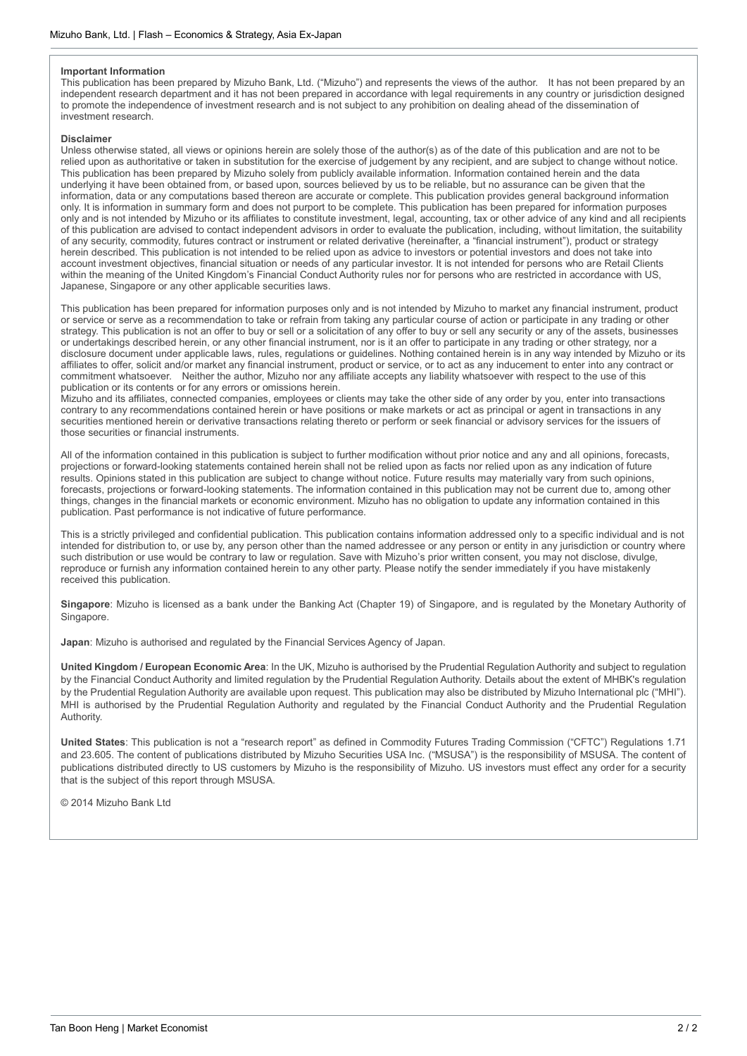**Important Information**

This publication has been prepared by Mizuho Bank, Ltd. ("Mizuho") and represents the views of the author. It has not been prepared by an independent research department and it has not been prepared in accordance with legal requirements in any country or jurisdiction designed to promote the independence of investment research and is not subject to any prohibition on dealing ahead of the dissemination of investment research.

**Disclaimer**

Unless otherwise stated, all views or opinions herein are solely those of the author(s) as of the date of this publication and are not to be relied upon as authoritative or taken in substitution for the exercise of judgement by any recipient, and are subject to change without notice. This publication has been prepared by Mizuho solely from publicly available information. Information contained herein and the data underlying it have been obtained from, or based upon, sources believed by us to be reliable, but no assurance can be given that the information, data or any computations based thereon are accurate or complete. This publication provides general background information only. It is information in summary form and does not purport to be complete. This publication has been prepared for information purposes only and is not intended by Mizuho or its affiliates to constitute investment, legal, accounting, tax or other advice of any kind and all recipients of this publication are advised to contact independent advisors in order to evaluate the publication, including, without limitation, the suitability of any security, commodity, futures contract or instrument or related derivative (hereinafter, a "financial instrument"), product or strategy herein described. This publication is not intended to be relied upon as advice to investors or potential investors and does not take into account investment objectives, financial situation or needs of any particular investor. It is not intended for persons who are Retail Clients within the meaning of the United Kingdom's Financial Conduct Authority rules nor for persons who are restricted in accordance with US, Japanese, Singapore or any other applicable securities laws.

This publication has been prepared for information purposes only and is not intended by Mizuho to market any financial instrument, product or service or serve as a recommendation to take or refrain from taking any particular course of action or participate in any trading or other strategy. This publication is not an offer to buy or sell or a solicitation of any offer to buy or sell any security or any of the assets, businesses or undertakings described herein, or any other financial instrument, nor is it an offer to participate in any trading or other strategy, nor a disclosure document under applicable laws, rules, regulations or guidelines. Nothing contained herein is in any way intended by Mizuho or its affiliates to offer, solicit and/or market any financial instrument, product or service, or to act as any inducement to enter into any contract or commitment whatsoever. Neither the author, Mizuho nor any affiliate accepts any liability whatsoever with respect to the use of this publication or its contents or for any errors or omissions herein.
Mizuho and its affiliates, connected companies, employees or clients may take the other side of any order by you, enter into transactions contrary to any recommendations contained herein or have positions or make markets or act as principal or agent in transactions in any securities mentioned herein or derivative transactions relating thereto or perform or seek financial or advisory services for the issuers of those securities or financial instruments.

All of the information contained in this publication is subject to further modification without prior notice and any and all opinions, forecasts, projections or forward-looking statements contained herein shall not be relied upon as facts nor relied upon as any indication of future results. Opinions stated in this publication are subject to change without notice. Future results may materially vary from such opinions, forecasts, projections or forward-looking statements. The information contained in this publication may not be current due to, among other things, changes in the financial markets or economic environment. Mizuho has no obligation to update any information contained in this publication. Past performance is not indicative of future performance.

This is a strictly privileged and confidential publication. This publication contains information addressed only to a specific individual and is not intended for distribution to, or use by, any person other than the named addressee or any person or entity in any jurisdiction or country where such distribution or use would be contrary to law or regulation. Save with Mizuho's prior written consent, you may not disclose, divulge, reproduce or furnish any information contained herein to any other party. Please notify the sender immediately if you have mistakenly received this publication.

**Singapore**: Mizuho is licensed as a bank under the Banking Act (Chapter 19) of Singapore, and is regulated by the Monetary Authority of Singapore.

**Japan**: Mizuho is authorised and regulated by the Financial Services Agency of Japan.

**United Kingdom / European Economic Area**: In the UK, Mizuho is authorised by the Prudential Regulation Authority and subject to regulation by the Financial Conduct Authority and limited regulation by the Prudential Regulation Authority. Details about the extent of MHBK's regulation by the Prudential Regulation Authority are available upon request. This publication may also be distributed by Mizuho International plc ("MHI"). MHI is authorised by the Prudential Regulation Authority and regulated by the Financial Conduct Authority and the Prudential Regulation Authority.

**United States**: This publication is not a "research report" as defined in Commodity Futures Trading Commission ("CFTC") Regulations 1.71 and 23.605. The content of publications distributed by Mizuho Securities USA Inc. ("MSUSA") is the responsibility of MSUSA. The content of publications distributed directly to US customers by Mizuho is the responsibility of Mizuho. US investors must effect any order for a security that is the subject of this report through MSUSA.

© 2014 Mizuho Bank Ltd